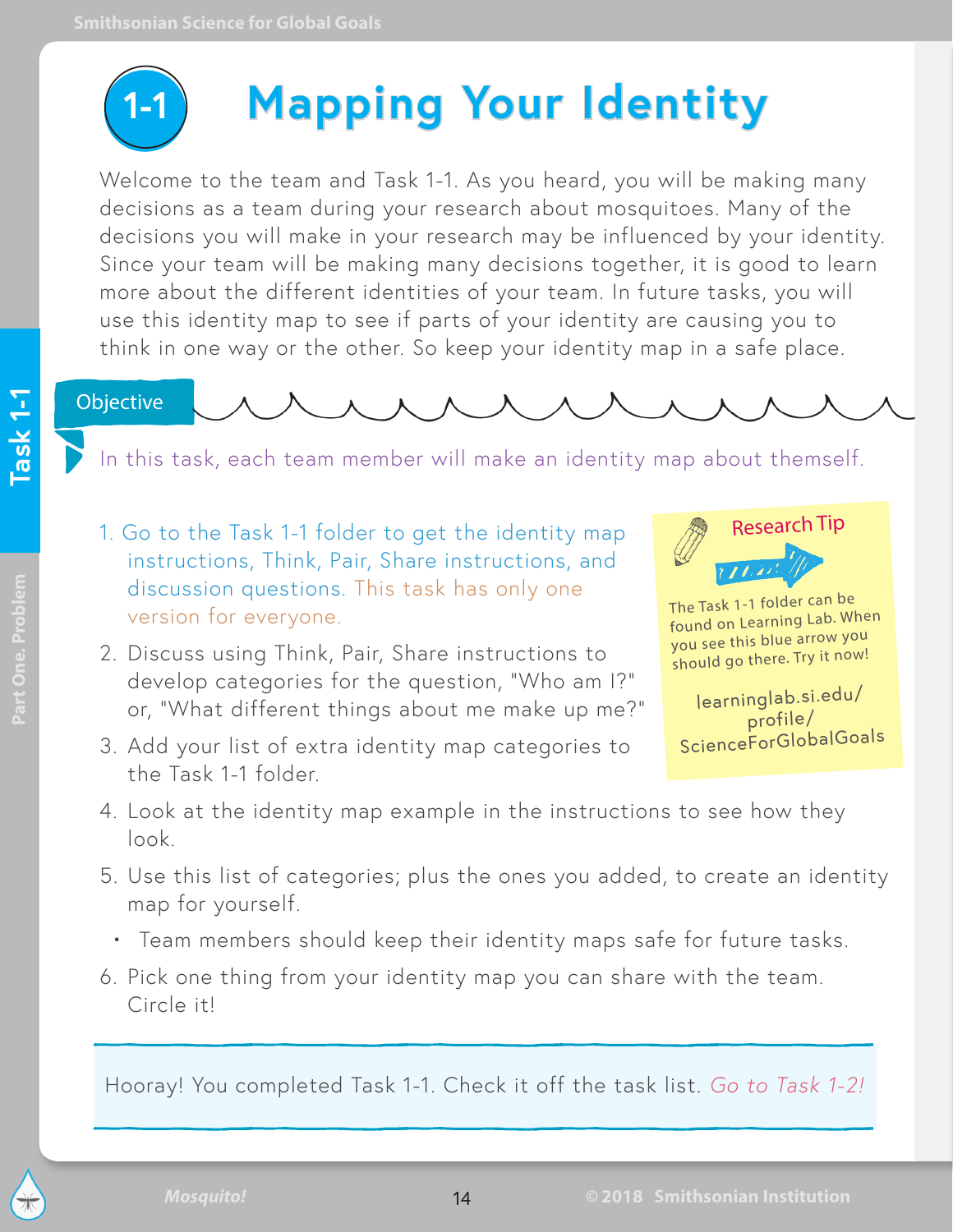# 1-1 Mapping Your Identity

Welcome to the team and Task 1-1. As you heard, you will be making many decisions as a team during your research about mosquitoes. Many of the decisions you will make in your research may be influenced by your identity. Since your team will be making many decisions together, it is good to learn more about the different identities of your team. In future tasks, you will use this identity map to see if parts of your identity are causing you to think in one way or the other. So keep your identity map in a safe place.

## Objective

In this task, each team member will make an identity map about themself.

1. Go to the Task 1-1 folder to get the identity map instructions, Think, Pair, Share instructions, and discussion questions. This task has only one version for everyone.
2. Discuss using Think, Pair, Share instructions to develop categories for the question, "Who am I?" or, "What different things about me make up me?"
3. Add your list of extra identity map categories to the Task 1-1 folder.
4. Look at the identity map example in the instructions to see how they look.
5. Use this list of categories; plus the ones you added, to create an identity map for yourself.
   - Team members should keep their identity maps safe for future tasks.
6. Pick one thing from your identity map you can share with the team. Circle it!

> **Research Tip**
>
> The Task 1-1 folder can be found on Learning Lab. When you see this blue arrow you should go there. Try it now!
>
> learninglab.si.edu/profile/ScienceForGlobalGoals

Hooray! You completed Task 1-1. Check it off the task list. *Go to Task 1-2!*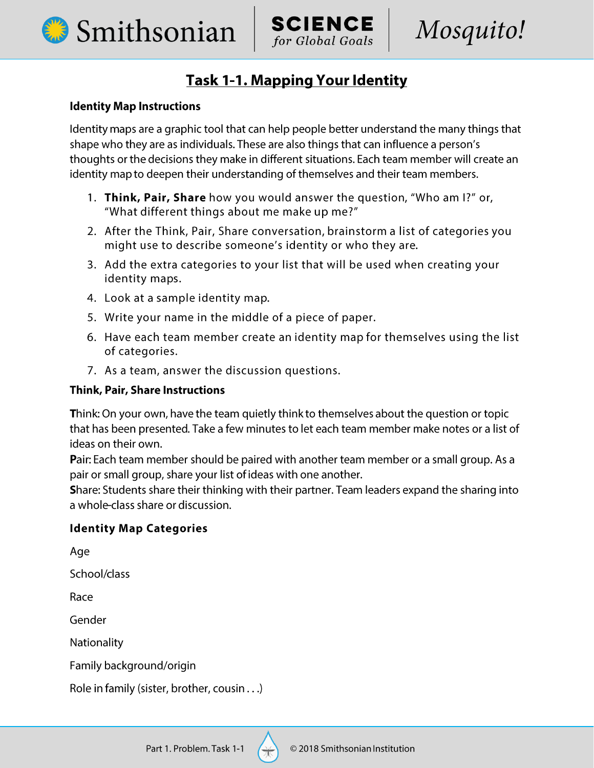# Task 1-1. Mapping Your Identity

**Identity Map Instructions**

Identity maps are a graphic tool that can help people better understand the many things that shape who they are as individuals. These are also things that can influence a person's thoughts or the decisions they make in different situations. Each team member will create an identity map to deepen their understanding of themselves and their team members.

1. **Think, Pair, Share** how you would answer the question, "Who am I?" or, "What different things about me make up me?"
2. After the Think, Pair, Share conversation, brainstorm a list of categories you might use to describe someone's identity or who they are.
3. Add the extra categories to your list that will be used when creating your identity maps.
4. Look at a sample identity map.
5. Write your name in the middle of a piece of paper.
6. Have each team member create an identity map for themselves using the list of categories.
7. As a team, answer the discussion questions.

**Think, Pair, Share Instructions**

**T**hink: On your own, have the team quietly think to themselves about the question or topic that has been presented. Take a few minutes to let each team member make notes or a list of ideas on their own.

**P**air: Each team member should be paired with another team member or a small group. As a pair or small group, share your list of ideas with one another.

**S**hare: Students share their thinking with their partner. Team leaders expand the sharing into a whole-class share or discussion.

**Identity Map Categories**

Age

School/class

Race

Gender

Nationality

Family background/origin

Role in family (sister, brother, cousin . . .)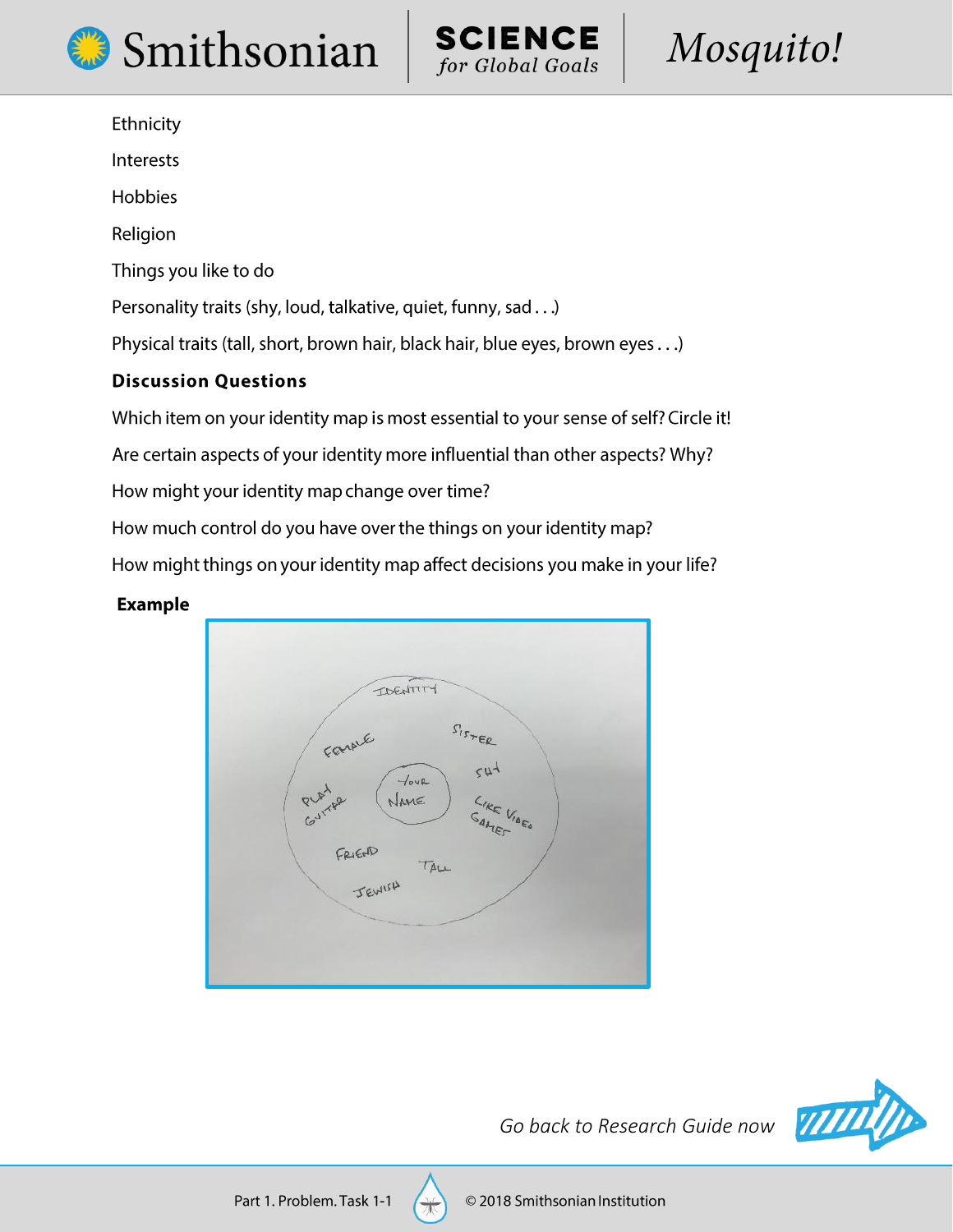Ethnicity

Interests

Hobbies

Religion

Things you like to do

Personality traits (shy, loud, talkative, quiet, funny, sad . . .)

Physical traits (tall, short, brown hair, black hair, blue eyes, brown eyes . . .)

**Discussion Questions**

Which item on your identity map is most essential to your sense of self? Circle it!

Are certain aspects of your identity more influential than other aspects? Why?

How might your identity map change over time?

How much control do you have over the things on your identity map?

How might things on your identity map affect decisions you make in your life?

**Example**

IDENTITY

YOUR NAME

FEMALE

SISTER

SHY

PLAY GUITAR

LIKE VIDEO GAMES

FRIEND

TALL

JEWISH

*Go back to Research Guide now*